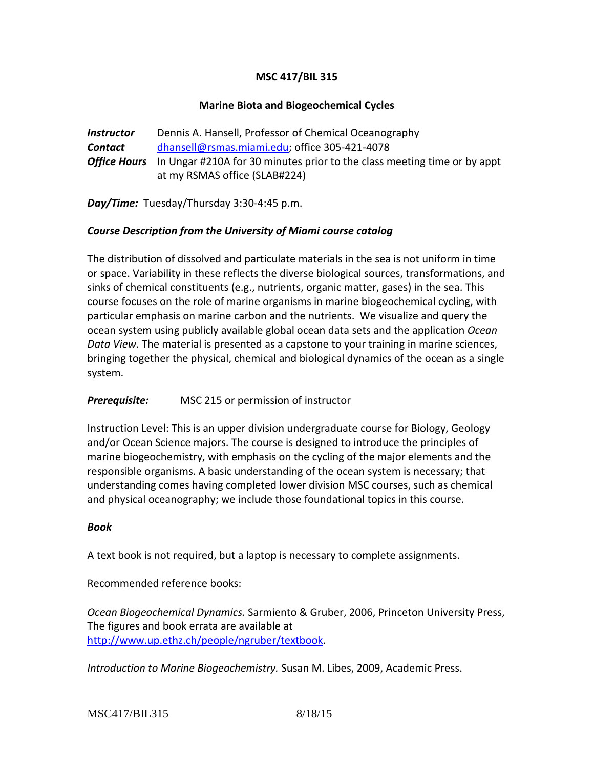# MSC 417/BIL 315

## Marine Biota and Biogeochemical Cycles

***Instructor*** Dennis A. Hansell, Professor of Chemical Oceanography
***Contact*** dhansell@rsmas.miami.edu; office 305-421-4078
***Office Hours*** In Ungar #210A for 30 minutes prior to the class meeting time or by appt at my RSMAS office (SLAB#224)

***Day/Time:*** Tuesday/Thursday 3:30-4:45 p.m.

***Course Description from the University of Miami course catalog***

The distribution of dissolved and particulate materials in the sea is not uniform in time or space. Variability in these reflects the diverse biological sources, transformations, and sinks of chemical constituents (e.g., nutrients, organic matter, gases) in the sea. This course focuses on the role of marine organisms in marine biogeochemical cycling, with particular emphasis on marine carbon and the nutrients. We visualize and query the ocean system using publicly available global ocean data sets and the application *Ocean Data View*. The material is presented as a capstone to your training in marine sciences, bringing together the physical, chemical and biological dynamics of the ocean as a single system.

***Prerequisite:*** MSC 215 or permission of instructor

Instruction Level: This is an upper division undergraduate course for Biology, Geology and/or Ocean Science majors. The course is designed to introduce the principles of marine biogeochemistry, with emphasis on the cycling of the major elements and the responsible organisms. A basic understanding of the ocean system is necessary; that understanding comes having completed lower division MSC courses, such as chemical and physical oceanography; we include those foundational topics in this course.

***Book***

A text book is not required, but a laptop is necessary to complete assignments.

Recommended reference books:

*Ocean Biogeochemical Dynamics.* Sarmiento & Gruber, 2006, Princeton University Press, The figures and book errata are available at http://www.up.ethz.ch/people/ngruber/textbook.

*Introduction to Marine Biogeochemistry.* Susan M. Libes, 2009, Academic Press.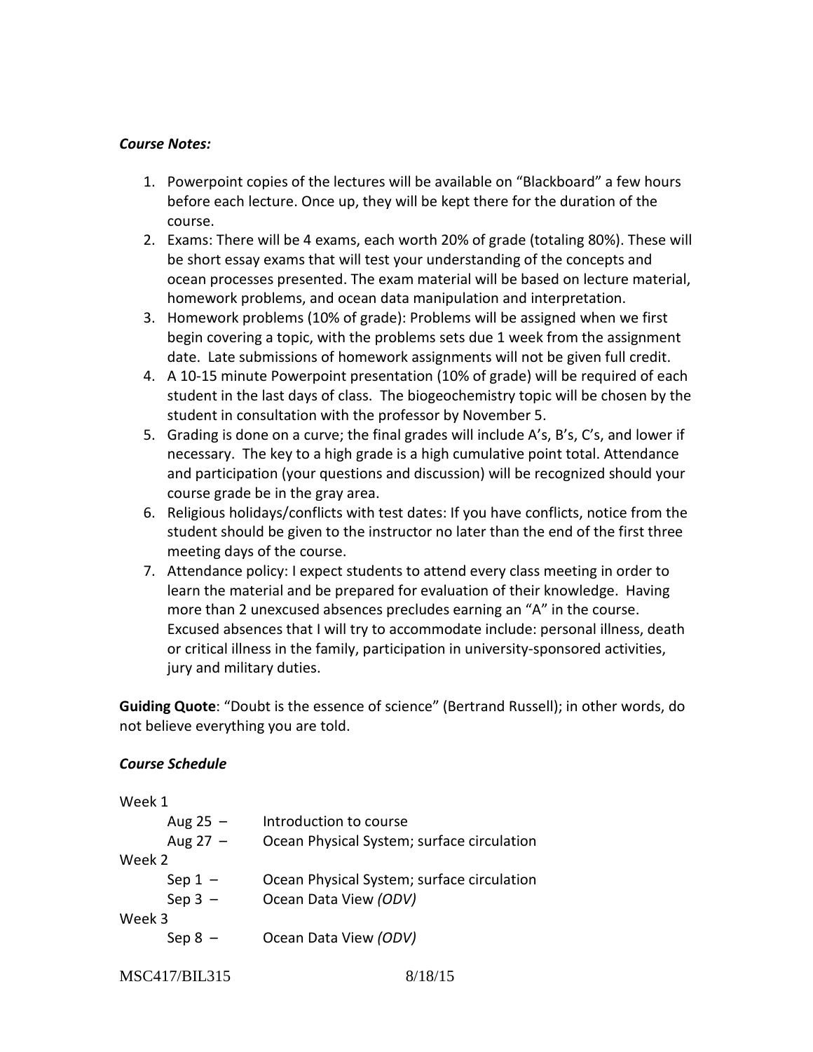### *Course Notes:*

1. Powerpoint copies of the lectures will be available on "Blackboard" a few hours before each lecture. Once up, they will be kept there for the duration of the course.
2. Exams: There will be 4 exams, each worth 20% of grade (totaling 80%). These will be short essay exams that will test your understanding of the concepts and ocean processes presented. The exam material will be based on lecture material, homework problems, and ocean data manipulation and interpretation.
3. Homework problems (10% of grade): Problems will be assigned when we first begin covering a topic, with the problems sets due 1 week from the assignment date. Late submissions of homework assignments will not be given full credit.
4. A 10-15 minute Powerpoint presentation (10% of grade) will be required of each student in the last days of class. The biogeochemistry topic will be chosen by the student in consultation with the professor by November 5.
5. Grading is done on a curve; the final grades will include A's, B's, C's, and lower if necessary. The key to a high grade is a high cumulative point total. Attendance and participation (your questions and discussion) will be recognized should your course grade be in the gray area.
6. Religious holidays/conflicts with test dates: If you have conflicts, notice from the student should be given to the instructor no later than the end of the first three meeting days of the course.
7. Attendance policy: I expect students to attend every class meeting in order to learn the material and be prepared for evaluation of their knowledge. Having more than 2 unexcused absences precludes earning an "A" in the course. Excused absences that I will try to accommodate include: personal illness, death or critical illness in the family, participation in university-sponsored activities, jury and military duties.

**Guiding Quote**: "Doubt is the essence of science" (Bertrand Russell); in other words, do not believe everything you are told.

### *Course Schedule*

Week 1

- Aug 25 – Introduction to course
- Aug 27 – Ocean Physical System; surface circulation

Week 2

- Sep 1 – Ocean Physical System; surface circulation
- Sep 3 – Ocean Data View *(ODV)*

Week 3

- Sep 8 – Ocean Data View *(ODV)*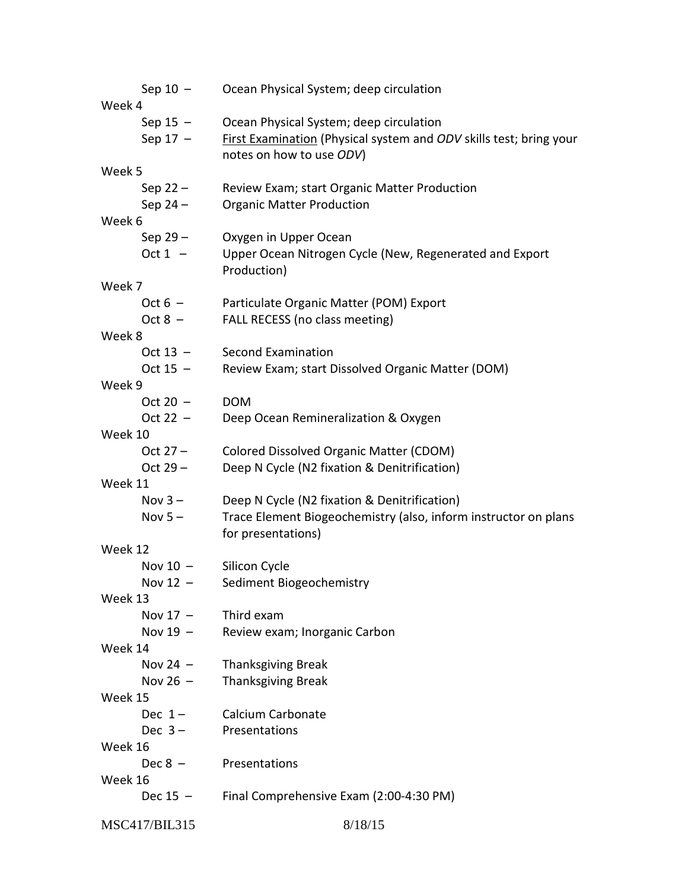Sep 10 – Ocean Physical System; deep circulation

Week 4

Sep 15 – Ocean Physical System; deep circulation

Sep 17 – First Examination (Physical system and *ODV* skills test; bring your notes on how to use *ODV*)

Week 5

Sep 22 – Review Exam; start Organic Matter Production

Sep 24 – Organic Matter Production

Week 6

Sep 29 – Oxygen in Upper Ocean

Oct 1 – Upper Ocean Nitrogen Cycle (New, Regenerated and Export Production)

Week 7

Oct 6 – Particulate Organic Matter (POM) Export

Oct 8 – FALL RECESS (no class meeting)

Week 8

Oct 13 – Second Examination

Oct 15 – Review Exam; start Dissolved Organic Matter (DOM)

Week 9

Oct 20 – DOM

Oct 22 – Deep Ocean Remineralization & Oxygen

Week 10

Oct 27 – Colored Dissolved Organic Matter (CDOM)

Oct 29 – Deep N Cycle (N2 fixation & Denitrification)

Week 11

Nov 3 – Deep N Cycle (N2 fixation & Denitrification)

Nov 5 – Trace Element Biogeochemistry (also, inform instructor on plans for presentations)

Week 12

Nov 10 – Silicon Cycle

Nov 12 – Sediment Biogeochemistry

Week 13

Nov 17 – Third exam

Nov 19 – Review exam; Inorganic Carbon

Week 14

Nov 24 – Thanksgiving Break

Nov 26 – Thanksgiving Break

Week 15

Dec 1 – Calcium Carbonate

Dec 3 – Presentations

Week 16

Dec 8 – Presentations

Week 16

Dec 15 – Final Comprehensive Exam (2:00-4:30 PM)